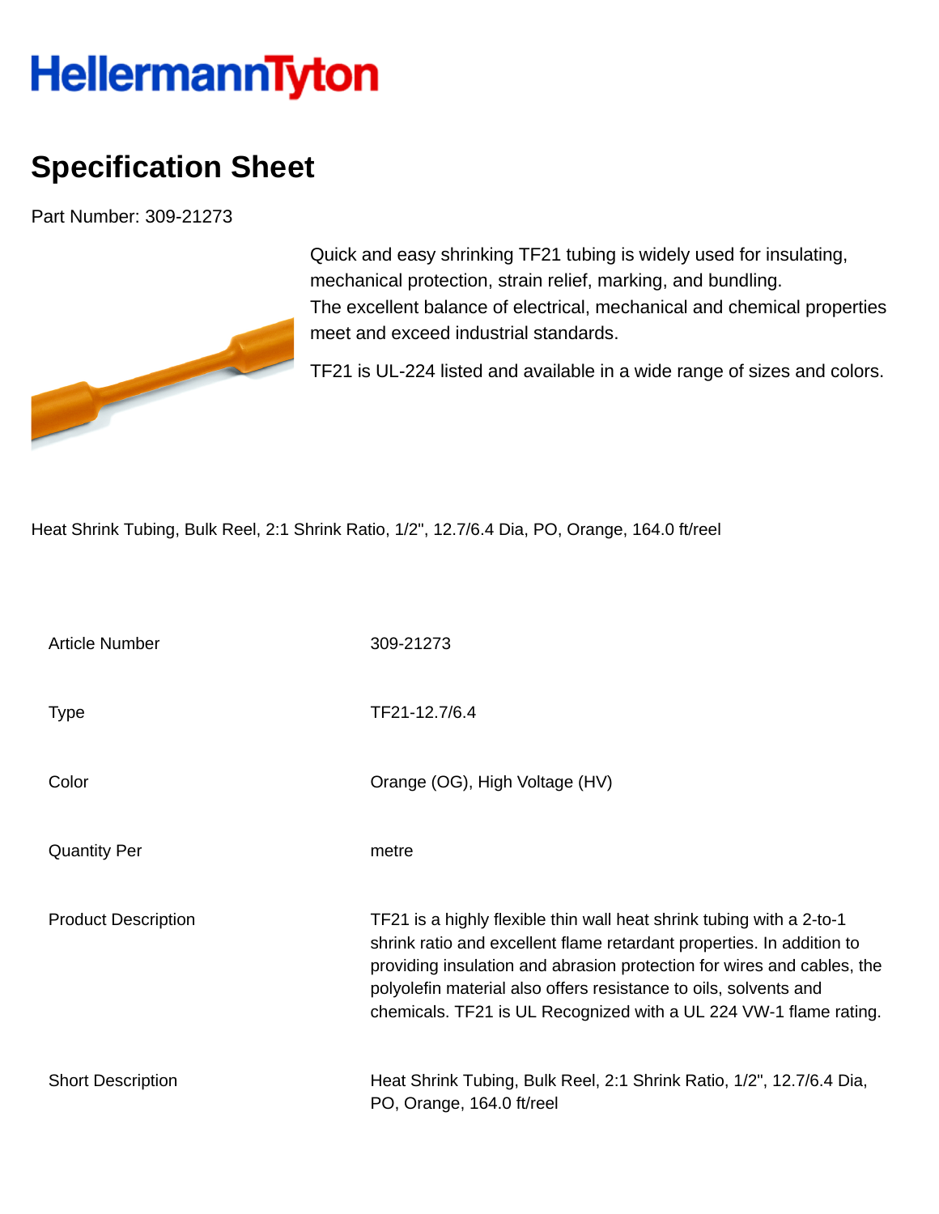# HellermannTyton

## Specification Sheet

Part Number: 309-21273

Quick and easy shrinking TF21 tubing is widely used for insulating, mechanical protection, strain relief, marking, and bundling.
The excellent balance of electrical, mechanical and chemical properties meet and exceed industrial standards.

TF21 is UL-224 listed and available in a wide range of sizes and colors.

Heat Shrink Tubing, Bulk Reel, 2:1 Shrink Ratio, 1/2", 12.7/6.4 Dia, PO, Orange, 164.0 ft/reel

| | |
|---|---|
| Article Number | 309-21273 |
| Type | TF21-12.7/6.4 |
| Color | Orange (OG), High Voltage (HV) |
| Quantity Per | metre |
| Product Description | TF21 is a highly flexible thin wall heat shrink tubing with a 2-to-1 shrink ratio and excellent flame retardant properties. In addition to providing insulation and abrasion protection for wires and cables, the polyolefin material also offers resistance to oils, solvents and chemicals. TF21 is UL Recognized with a UL 224 VW-1 flame rating. |
| Short Description | Heat Shrink Tubing, Bulk Reel, 2:1 Shrink Ratio, 1/2", 12.7/6.4 Dia, PO, Orange, 164.0 ft/reel |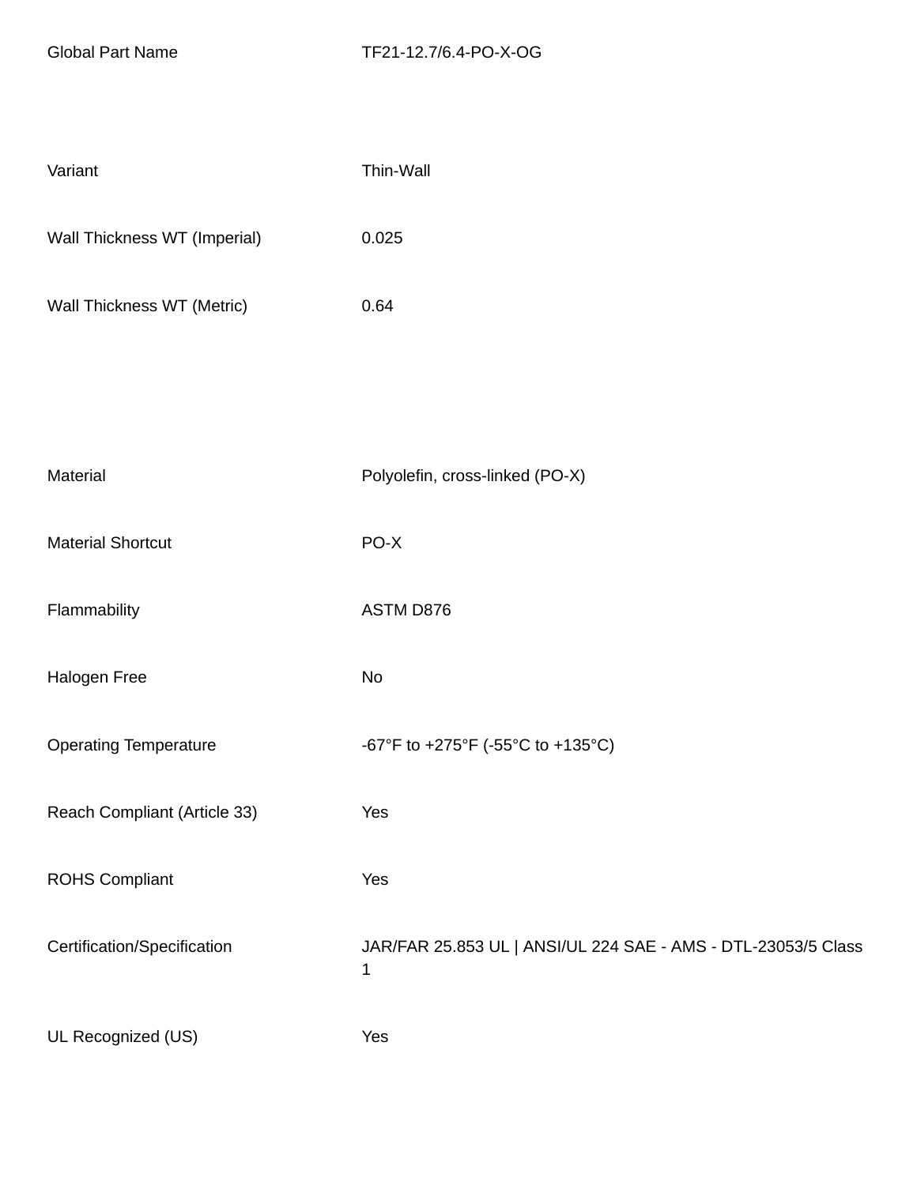| | |
|---|---|
| Global Part Name | TF21-12.7/6.4-PO-X-OG |
| Variant | Thin-Wall |
| Wall Thickness WT (Imperial) | 0.025 |
| Wall Thickness WT (Metric) | 0.64 |
| Material | Polyolefin, cross-linked (PO-X) |
| Material Shortcut | PO-X |
| Flammability | ASTM D876 |
| Halogen Free | No |
| Operating Temperature | -67°F to +275°F (-55°C to +135°C) |
| Reach Compliant (Article 33) | Yes |
| ROHS Compliant | Yes |
| Certification/Specification | JAR/FAR 25.853 UL \| ANSI/UL 224 SAE - AMS - DTL-23053/5 Class 1 |
| UL Recognized (US) | Yes |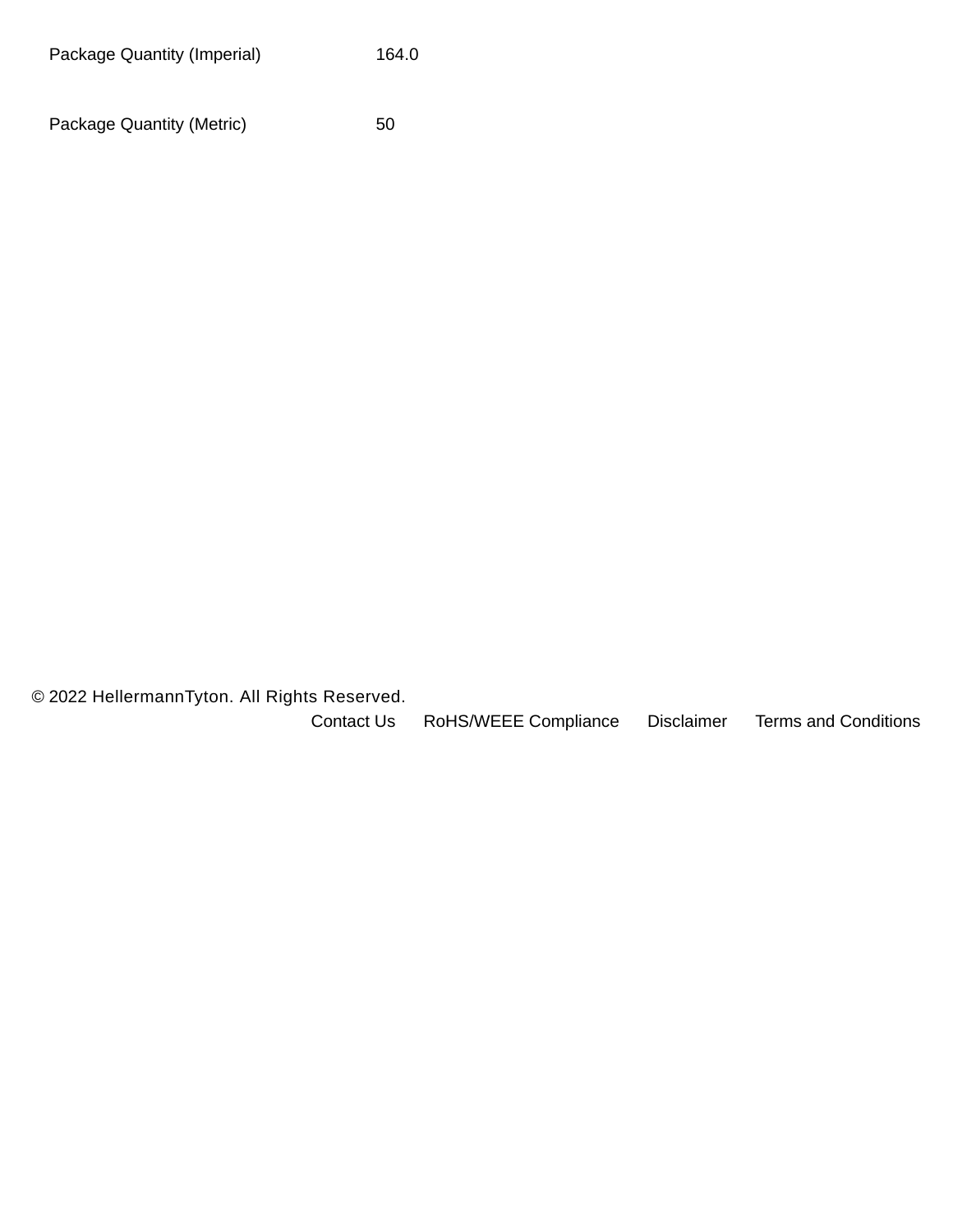| | |
|---|---|
| Package Quantity (Imperial) | 164.0 |
| Package Quantity (Metric) | 50 |

© 2022 HellermannTyton. All Rights Reserved.

Contact Us RoHS/WEEE Compliance Disclaimer Terms and Conditions